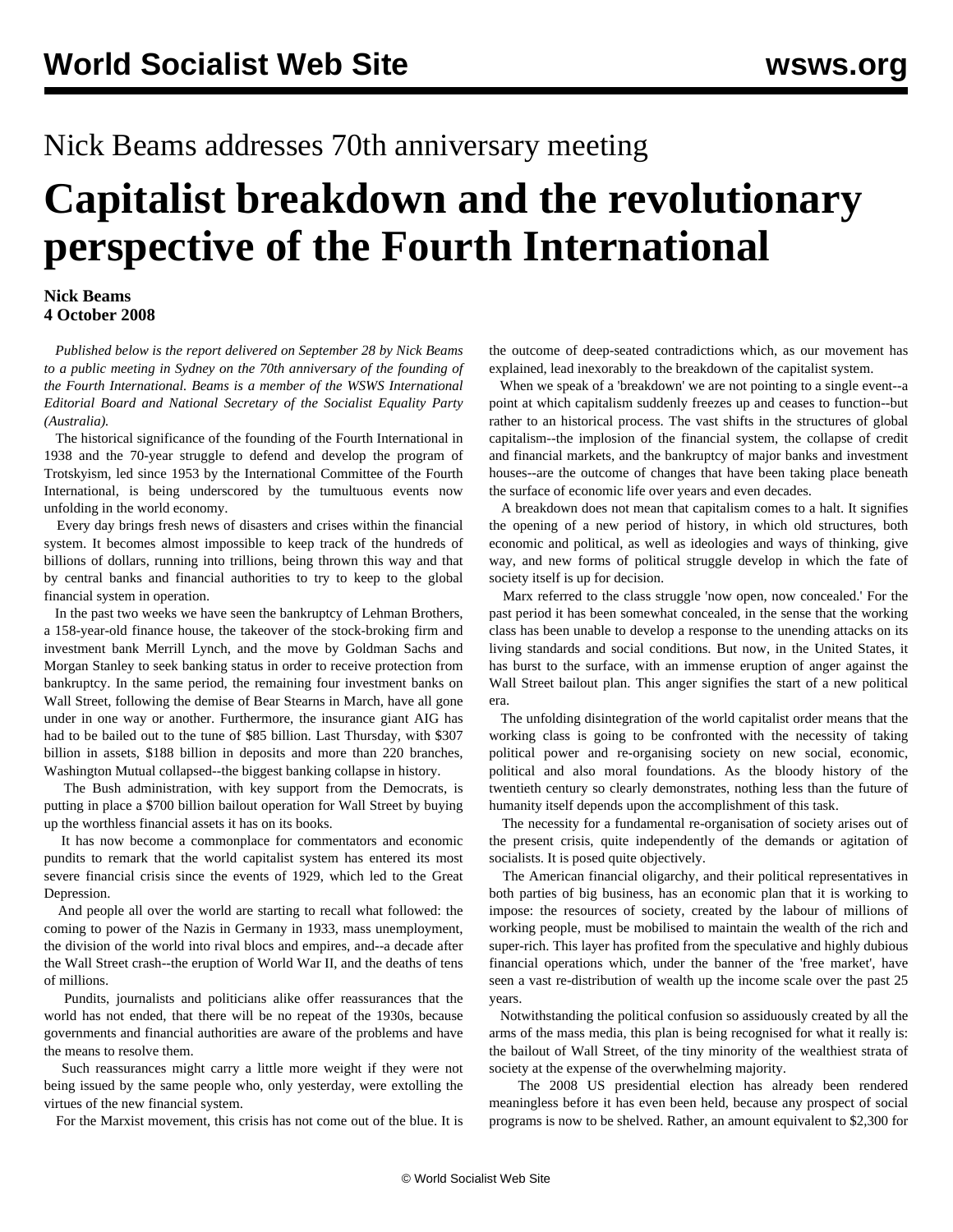Nick Beams addresses 70th anniversary meeting

# Capitalist breakdown and the revolutionary perspective of the Fourth International

**Nick Beams**
**4 October 2008**

*Published below is the report delivered on September 28 by Nick Beams to a public meeting in Sydney on the 70th anniversary of the founding of the Fourth International. Beams is a member of the WSWS International Editorial Board and National Secretary of the Socialist Equality Party (Australia).*

The historical significance of the founding of the Fourth International in 1938 and the 70-year struggle to defend and develop the program of Trotskyism, led since 1953 by the International Committee of the Fourth International, is being underscored by the tumultuous events now unfolding in the world economy.

Every day brings fresh news of disasters and crises within the financial system. It becomes almost impossible to keep track of the hundreds of billions of dollars, running into trillions, being thrown this way and that by central banks and financial authorities to try to keep to the global financial system in operation.

In the past two weeks we have seen the bankruptcy of Lehman Brothers, a 158-year-old finance house, the takeover of the stock-broking firm and investment bank Merrill Lynch, and the move by Goldman Sachs and Morgan Stanley to seek banking status in order to receive protection from bankruptcy. In the same period, the remaining four investment banks on Wall Street, following the demise of Bear Stearns in March, have all gone under in one way or another. Furthermore, the insurance giant AIG has had to be bailed out to the tune of $85 billion. Last Thursday, with $307 billion in assets, $188 billion in deposits and more than 220 branches, Washington Mutual collapsed--the biggest banking collapse in history.

The Bush administration, with key support from the Democrats, is putting in place a $700 billion bailout operation for Wall Street by buying up the worthless financial assets it has on its books.

It has now become a commonplace for commentators and economic pundits to remark that the world capitalist system has entered its most severe financial crisis since the events of 1929, which led to the Great Depression.

And people all over the world are starting to recall what followed: the coming to power of the Nazis in Germany in 1933, mass unemployment, the division of the world into rival blocs and empires, and--a decade after the Wall Street crash--the eruption of World War II, and the deaths of tens of millions.

Pundits, journalists and politicians alike offer reassurances that the world has not ended, that there will be no repeat of the 1930s, because governments and financial authorities are aware of the problems and have the means to resolve them.

Such reassurances might carry a little more weight if they were not being issued by the same people who, only yesterday, were extolling the virtues of the new financial system.

For the Marxist movement, this crisis has not come out of the blue. It is the outcome of deep-seated contradictions which, as our movement has explained, lead inexorably to the breakdown of the capitalist system.

When we speak of a 'breakdown' we are not pointing to a single event--a point at which capitalism suddenly freezes up and ceases to function--but rather to an historical process. The vast shifts in the structures of global capitalism--the implosion of the financial system, the collapse of credit and financial markets, and the bankruptcy of major banks and investment houses--are the outcome of changes that have been taking place beneath the surface of economic life over years and even decades.

A breakdown does not mean that capitalism comes to a halt. It signifies the opening of a new period of history, in which old structures, both economic and political, as well as ideologies and ways of thinking, give way, and new forms of political struggle develop in which the fate of society itself is up for decision.

Marx referred to the class struggle 'now open, now concealed.' For the past period it has been somewhat concealed, in the sense that the working class has been unable to develop a response to the unending attacks on its living standards and social conditions. But now, in the United States, it has burst to the surface, with an immense eruption of anger against the Wall Street bailout plan. This anger signifies the start of a new political era.

The unfolding disintegration of the world capitalist order means that the working class is going to be confronted with the necessity of taking political power and re-organising society on new social, economic, political and also moral foundations. As the bloody history of the twentieth century so clearly demonstrates, nothing less than the future of humanity itself depends upon the accomplishment of this task.

The necessity for a fundamental re-organisation of society arises out of the present crisis, quite independently of the demands or agitation of socialists. It is posed quite objectively.

The American financial oligarchy, and their political representatives in both parties of big business, has an economic plan that it is working to impose: the resources of society, created by the labour of millions of working people, must be mobilised to maintain the wealth of the rich and super-rich. This layer has profited from the speculative and highly dubious financial operations which, under the banner of the 'free market', have seen a vast re-distribution of wealth up the income scale over the past 25 years.

Notwithstanding the political confusion so assiduously created by all the arms of the mass media, this plan is being recognised for what it really is: the bailout of Wall Street, of the tiny minority of the wealthiest strata of society at the expense of the overwhelming majority.

The 2008 US presidential election has already been rendered meaningless before it has even been held, because any prospect of social programs is now to be shelved. Rather, an amount equivalent to $2,300 for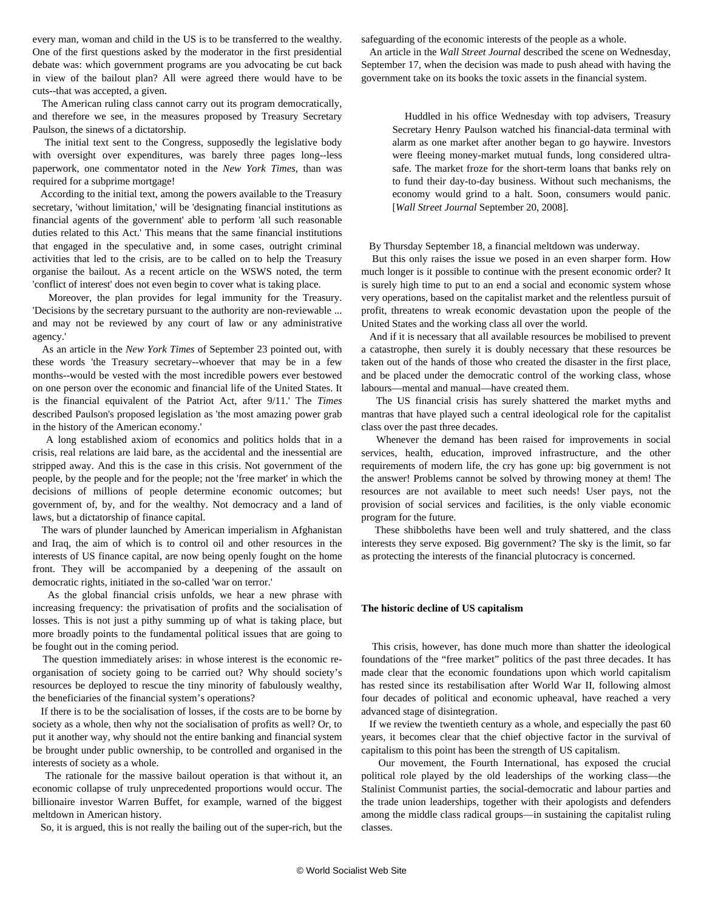every man, woman and child in the US is to be transferred to the wealthy. One of the first questions asked by the moderator in the first presidential debate was: which government programs are you advocating be cut back in view of the bailout plan? All were agreed there would have to be cuts--that was accepted, a given.

The American ruling class cannot carry out its program democratically, and therefore we see, in the measures proposed by Treasury Secretary Paulson, the sinews of a dictatorship.

The initial text sent to the Congress, supposedly the legislative body with oversight over expenditures, was barely three pages long--less paperwork, one commentator noted in the *New York Times*, than was required for a subprime mortgage!

According to the initial text, among the powers available to the Treasury secretary, 'without limitation,' will be 'designating financial institutions as financial agents of the government' able to perform 'all such reasonable duties related to this Act.' This means that the same financial institutions that engaged in the speculative and, in some cases, outright criminal activities that led to the crisis, are to be called on to help the Treasury organise the bailout. As a recent article on the WSWS noted, the term 'conflict of interest' does not even begin to cover what is taking place.

Moreover, the plan provides for legal immunity for the Treasury. 'Decisions by the secretary pursuant to the authority are non-reviewable ... and may not be reviewed by any court of law or any administrative agency.'

As an article in the *New York Times* of September 23 pointed out, with these words 'the Treasury secretary--whoever that may be in a few months--would be vested with the most incredible powers ever bestowed on one person over the economic and financial life of the United States. It is the financial equivalent of the Patriot Act, after 9/11.' The *Times* described Paulson's proposed legislation as 'the most amazing power grab in the history of the American economy.'

A long established axiom of economics and politics holds that in a crisis, real relations are laid bare, as the accidental and the inessential are stripped away. And this is the case in this crisis. Not government of the people, by the people and for the people; not the 'free market' in which the decisions of millions of people determine economic outcomes; but government of, by, and for the wealthy. Not democracy and a land of laws, but a dictatorship of finance capital.

The wars of plunder launched by American imperialism in Afghanistan and Iraq, the aim of which is to control oil and other resources in the interests of US finance capital, are now being openly fought on the home front. They will be accompanied by a deepening of the assault on democratic rights, initiated in the so-called 'war on terror.'

As the global financial crisis unfolds, we hear a new phrase with increasing frequency: the privatisation of profits and the socialisation of losses. This is not just a pithy summing up of what is taking place, but more broadly points to the fundamental political issues that are going to be fought out in the coming period.

The question immediately arises: in whose interest is the economic re-organisation of society going to be carried out? Why should society's resources be deployed to rescue the tiny minority of fabulously wealthy, the beneficiaries of the financial system's operations?

If there is to be the socialisation of losses, if the costs are to be borne by society as a whole, then why not the socialisation of profits as well? Or, to put it another way, why should not the entire banking and financial system be brought under public ownership, to be controlled and organised in the interests of society as a whole.

The rationale for the massive bailout operation is that without it, an economic collapse of truly unprecedented proportions would occur. The billionaire investor Warren Buffet, for example, warned of the biggest meltdown in American history.

So, it is argued, this is not really the bailing out of the super-rich, but the safeguarding of the economic interests of the people as a whole.

An article in the *Wall Street Journal* described the scene on Wednesday, September 17, when the decision was made to push ahead with having the government take on its books the toxic assets in the financial system.

> Huddled in his office Wednesday with top advisers, Treasury Secretary Henry Paulson watched his financial-data terminal with alarm as one market after another began to go haywire. Investors were fleeing money-market mutual funds, long considered ultra-safe. The market froze for the short-term loans that banks rely on to fund their day-to-day business. Without such mechanisms, the economy would grind to a halt. Soon, consumers would panic. [*Wall Street Journal* September 20, 2008].

By Thursday September 18, a financial meltdown was underway.

But this only raises the issue we posed in an even sharper form. How much longer is it possible to continue with the present economic order? It is surely high time to put to an end a social and economic system whose very operations, based on the capitalist market and the relentless pursuit of profit, threatens to wreak economic devastation upon the people of the United States and the working class all over the world.

And if it is necessary that all available resources be mobilised to prevent a catastrophe, then surely it is doubly necessary that these resources be taken out of the hands of those who created the disaster in the first place, and be placed under the democratic control of the working class, whose labours—mental and manual—have created them.

The US financial crisis has surely shattered the market myths and mantras that have played such a central ideological role for the capitalist class over the past three decades.

Whenever the demand has been raised for improvements in social services, health, education, improved infrastructure, and the other requirements of modern life, the cry has gone up: big government is not the answer! Problems cannot be solved by throwing money at them! The resources are not available to meet such needs! User pays, not the provision of social services and facilities, is the only viable economic program for the future.

These shibboleths have been well and truly shattered, and the class interests they serve exposed. Big government? The sky is the limit, so far as protecting the interests of the financial plutocracy is concerned.

**The historic decline of US capitalism**

This crisis, however, has done much more than shatter the ideological foundations of the "free market" politics of the past three decades. It has made clear that the economic foundations upon which world capitalism has rested since its restabilisation after World War II, following almost four decades of political and economic upheaval, have reached a very advanced stage of disintegration.

If we review the twentieth century as a whole, and especially the past 60 years, it becomes clear that the chief objective factor in the survival of capitalism to this point has been the strength of US capitalism.

Our movement, the Fourth International, has exposed the crucial political role played by the old leaderships of the working class—the Stalinist Communist parties, the social-democratic and labour parties and the trade union leaderships, together with their apologists and defenders among the middle class radical groups—in sustaining the capitalist ruling classes.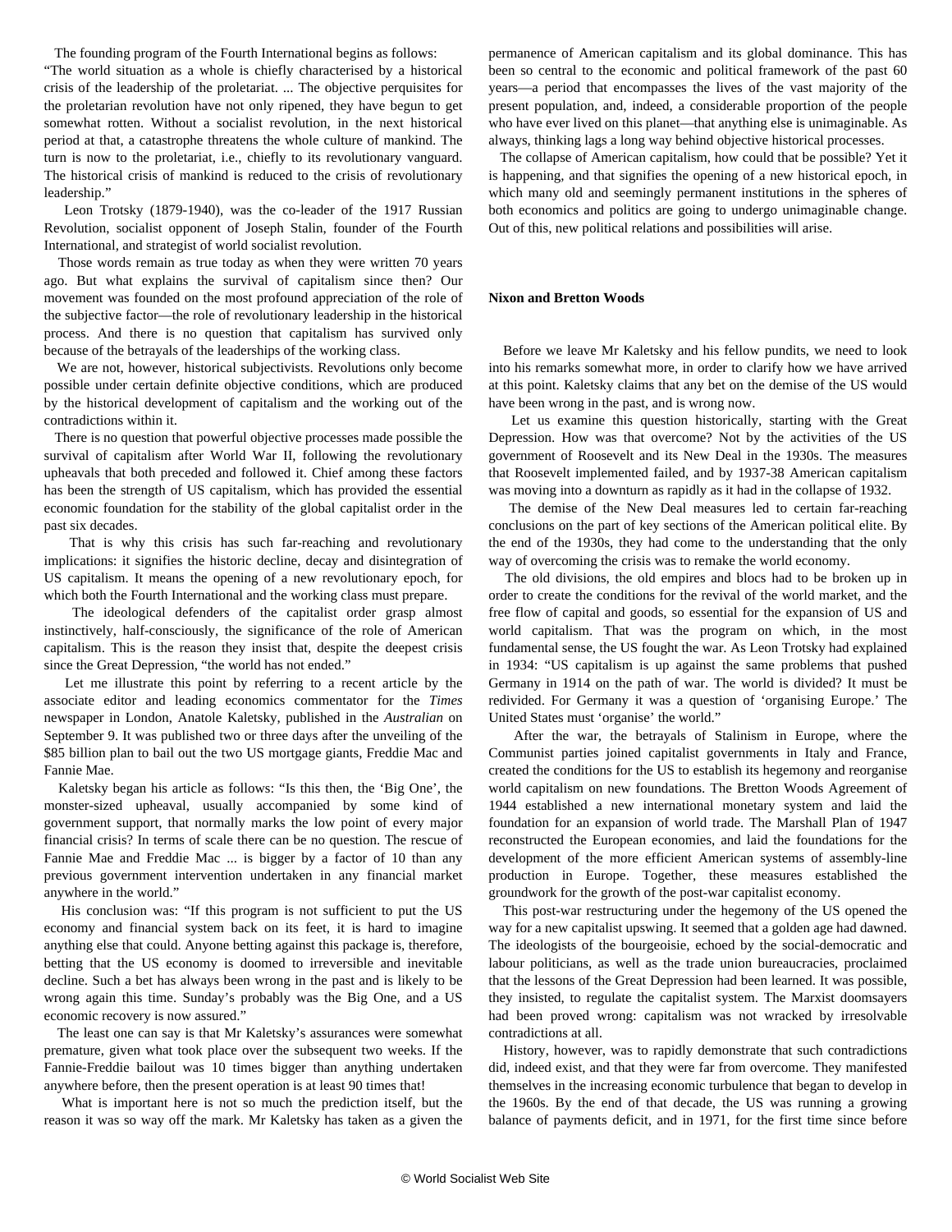The founding program of the Fourth International begins as follows: "The world situation as a whole is chiefly characterised by a historical crisis of the leadership of the proletariat. ... The objective perquisites for the proletarian revolution have not only ripened, they have begun to get somewhat rotten. Without a socialist revolution, in the next historical period at that, a catastrophe threatens the whole culture of mankind. The turn is now to the proletariat, i.e., chiefly to its revolutionary vanguard. The historical crisis of mankind is reduced to the crisis of revolutionary leadership."

Leon Trotsky (1879-1940), was the co-leader of the 1917 Russian Revolution, socialist opponent of Joseph Stalin, founder of the Fourth International, and strategist of world socialist revolution.

Those words remain as true today as when they were written 70 years ago. But what explains the survival of capitalism since then? Our movement was founded on the most profound appreciation of the role of the subjective factor—the role of revolutionary leadership in the historical process. And there is no question that capitalism has survived only because of the betrayals of the leaderships of the working class.

We are not, however, historical subjectivists. Revolutions only become possible under certain definite objective conditions, which are produced by the historical development of capitalism and the working out of the contradictions within it.

There is no question that powerful objective processes made possible the survival of capitalism after World War II, following the revolutionary upheavals that both preceded and followed it. Chief among these factors has been the strength of US capitalism, which has provided the essential economic foundation for the stability of the global capitalist order in the past six decades.

That is why this crisis has such far-reaching and revolutionary implications: it signifies the historic decline, decay and disintegration of US capitalism. It means the opening of a new revolutionary epoch, for which both the Fourth International and the working class must prepare.

The ideological defenders of the capitalist order grasp almost instinctively, half-consciously, the significance of the role of American capitalism. This is the reason they insist that, despite the deepest crisis since the Great Depression, "the world has not ended."

Let me illustrate this point by referring to a recent article by the associate editor and leading economics commentator for the *Times* newspaper in London, Anatole Kaletsky, published in the *Australian* on September 9. It was published two or three days after the unveiling of the $85 billion plan to bail out the two US mortgage giants, Freddie Mac and Fannie Mae.

Kaletsky began his article as follows: "Is this then, the 'Big One', the monster-sized upheaval, usually accompanied by some kind of government support, that normally marks the low point of every major financial crisis? In terms of scale there can be no question. The rescue of Fannie Mae and Freddie Mac ... is bigger by a factor of 10 than any previous government intervention undertaken in any financial market anywhere in the world."

His conclusion was: "If this program is not sufficient to put the US economy and financial system back on its feet, it is hard to imagine anything else that could. Anyone betting against this package is, therefore, betting that the US economy is doomed to irreversible and inevitable decline. Such a bet has always been wrong in the past and is likely to be wrong again this time. Sunday's probably was the Big One, and a US economic recovery is now assured."

The least one can say is that Mr Kaletsky's assurances were somewhat premature, given what took place over the subsequent two weeks. If the Fannie-Freddie bailout was 10 times bigger than anything undertaken anywhere before, then the present operation is at least 90 times that!

What is important here is not so much the prediction itself, but the reason it was so way off the mark. Mr Kaletsky has taken as a given the permanence of American capitalism and its global dominance. This has been so central to the economic and political framework of the past 60 years—a period that encompasses the lives of the vast majority of the present population, and, indeed, a considerable proportion of the people who have ever lived on this planet—that anything else is unimaginable. As always, thinking lags a long way behind objective historical processes.

The collapse of American capitalism, how could that be possible? Yet it is happening, and that signifies the opening of a new historical epoch, in which many old and seemingly permanent institutions in the spheres of both economics and politics are going to undergo unimaginable change. Out of this, new political relations and possibilities will arise.

**Nixon and Bretton Woods**

Before we leave Mr Kaletsky and his fellow pundits, we need to look into his remarks somewhat more, in order to clarify how we have arrived at this point. Kaletsky claims that any bet on the demise of the US would have been wrong in the past, and is wrong now.

Let us examine this question historically, starting with the Great Depression. How was that overcome? Not by the activities of the US government of Roosevelt and its New Deal in the 1930s. The measures that Roosevelt implemented failed, and by 1937-38 American capitalism was moving into a downturn as rapidly as it had in the collapse of 1932.

The demise of the New Deal measures led to certain far-reaching conclusions on the part of key sections of the American political elite. By the end of the 1930s, they had come to the understanding that the only way of overcoming the crisis was to remake the world economy.

The old divisions, the old empires and blocs had to be broken up in order to create the conditions for the revival of the world market, and the free flow of capital and goods, so essential for the expansion of US and world capitalism. That was the program on which, in the most fundamental sense, the US fought the war. As Leon Trotsky had explained in 1934: "US capitalism is up against the same problems that pushed Germany in 1914 on the path of war. The world is divided? It must be redivided. For Germany it was a question of 'organising Europe.' The United States must 'organise' the world."

After the war, the betrayals of Stalinism in Europe, where the Communist parties joined capitalist governments in Italy and France, created the conditions for the US to establish its hegemony and reorganise world capitalism on new foundations. The Bretton Woods Agreement of 1944 established a new international monetary system and laid the foundation for an expansion of world trade. The Marshall Plan of 1947 reconstructed the European economies, and laid the foundations for the development of the more efficient American systems of assembly-line production in Europe. Together, these measures established the groundwork for the growth of the post-war capitalist economy.

This post-war restructuring under the hegemony of the US opened the way for a new capitalist upswing. It seemed that a golden age had dawned. The ideologists of the bourgeoisie, echoed by the social-democratic and labour politicians, as well as the trade union bureaucracies, proclaimed that the lessons of the Great Depression had been learned. It was possible, they insisted, to regulate the capitalist system. The Marxist doomsayers had been proved wrong: capitalism was not wracked by irresolvable contradictions at all.

History, however, was to rapidly demonstrate that such contradictions did, indeed exist, and that they were far from overcome. They manifested themselves in the increasing economic turbulence that began to develop in the 1960s. By the end of that decade, the US was running a growing balance of payments deficit, and in 1971, for the first time since before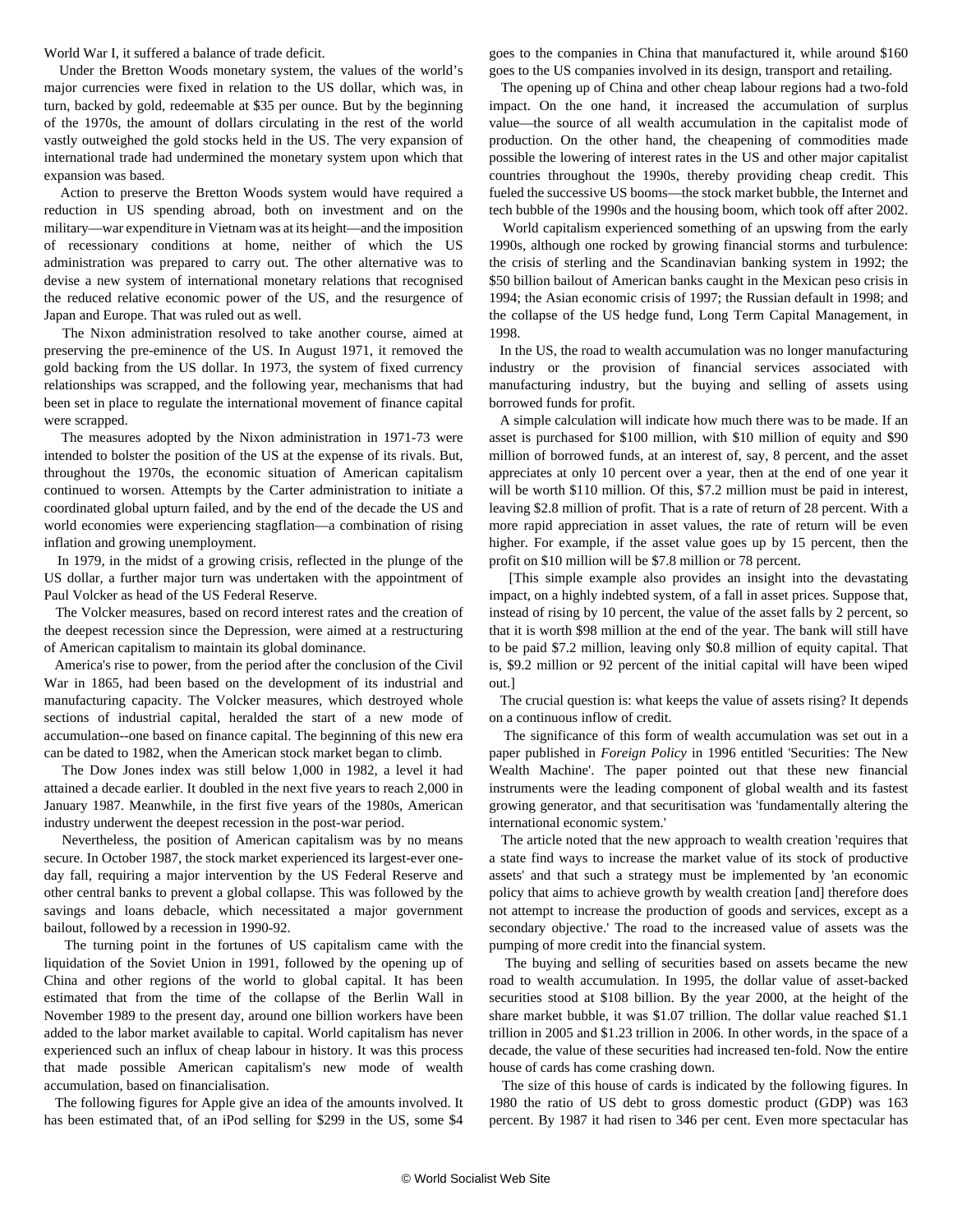World War I, it suffered a balance of trade deficit.

Under the Bretton Woods monetary system, the values of the world's major currencies were fixed in relation to the US dollar, which was, in turn, backed by gold, redeemable at $35 per ounce. But by the beginning of the 1970s, the amount of dollars circulating in the rest of the world vastly outweighed the gold stocks held in the US. The very expansion of international trade had undermined the monetary system upon which that expansion was based.

Action to preserve the Bretton Woods system would have required a reduction in US spending abroad, both on investment and on the military—war expenditure in Vietnam was at its height—and the imposition of recessionary conditions at home, neither of which the US administration was prepared to carry out. The other alternative was to devise a new system of international monetary relations that recognised the reduced relative economic power of the US, and the resurgence of Japan and Europe. That was ruled out as well.

The Nixon administration resolved to take another course, aimed at preserving the pre-eminence of the US. In August 1971, it removed the gold backing from the US dollar. In 1973, the system of fixed currency relationships was scrapped, and the following year, mechanisms that had been set in place to regulate the international movement of finance capital were scrapped.

The measures adopted by the Nixon administration in 1971-73 were intended to bolster the position of the US at the expense of its rivals. But, throughout the 1970s, the economic situation of American capitalism continued to worsen. Attempts by the Carter administration to initiate a coordinated global upturn failed, and by the end of the decade the US and world economies were experiencing stagflation—a combination of rising inflation and growing unemployment.

In 1979, in the midst of a growing crisis, reflected in the plunge of the US dollar, a further major turn was undertaken with the appointment of Paul Volcker as head of the US Federal Reserve.

The Volcker measures, based on record interest rates and the creation of the deepest recession since the Depression, were aimed at a restructuring of American capitalism to maintain its global dominance.

America's rise to power, from the period after the conclusion of the Civil War in 1865, had been based on the development of its industrial and manufacturing capacity. The Volcker measures, which destroyed whole sections of industrial capital, heralded the start of a new mode of accumulation--one based on finance capital. The beginning of this new era can be dated to 1982, when the American stock market began to climb.

The Dow Jones index was still below 1,000 in 1982, a level it had attained a decade earlier. It doubled in the next five years to reach 2,000 in January 1987. Meanwhile, in the first five years of the 1980s, American industry underwent the deepest recession in the post-war period.

Nevertheless, the position of American capitalism was by no means secure. In October 1987, the stock market experienced its largest-ever one-day fall, requiring a major intervention by the US Federal Reserve and other central banks to prevent a global collapse. This was followed by the savings and loans debacle, which necessitated a major government bailout, followed by a recession in 1990-92.

The turning point in the fortunes of US capitalism came with the liquidation of the Soviet Union in 1991, followed by the opening up of China and other regions of the world to global capital. It has been estimated that from the time of the collapse of the Berlin Wall in November 1989 to the present day, around one billion workers have been added to the labor market available to capital. World capitalism has never experienced such an influx of cheap labour in history. It was this process that made possible American capitalism's new mode of wealth accumulation, based on financialisation.

The following figures for Apple give an idea of the amounts involved. It has been estimated that, of an iPod selling for $299 in the US, some $4 goes to the companies in China that manufactured it, while around $160 goes to the US companies involved in its design, transport and retailing.

The opening up of China and other cheap labour regions had a two-fold impact. On the one hand, it increased the accumulation of surplus value—the source of all wealth accumulation in the capitalist mode of production. On the other hand, the cheapening of commodities made possible the lowering of interest rates in the US and other major capitalist countries throughout the 1990s, thereby providing cheap credit. This fueled the successive US booms—the stock market bubble, the Internet and tech bubble of the 1990s and the housing boom, which took off after 2002.

World capitalism experienced something of an upswing from the early 1990s, although one rocked by growing financial storms and turbulence: the crisis of sterling and the Scandinavian banking system in 1992; the $50 billion bailout of American banks caught in the Mexican peso crisis in 1994; the Asian economic crisis of 1997; the Russian default in 1998; and the collapse of the US hedge fund, Long Term Capital Management, in 1998.

In the US, the road to wealth accumulation was no longer manufacturing industry or the provision of financial services associated with manufacturing industry, but the buying and selling of assets using borrowed funds for profit.

A simple calculation will indicate how much there was to be made. If an asset is purchased for $100 million, with $10 million of equity and $90 million of borrowed funds, at an interest of, say, 8 percent, and the asset appreciates at only 10 percent over a year, then at the end of one year it will be worth $110 million. Of this, $7.2 million must be paid in interest, leaving $2.8 million of profit. That is a rate of return of 28 percent. With a more rapid appreciation in asset values, the rate of return will be even higher. For example, if the asset value goes up by 15 percent, then the profit on $10 million will be $7.8 million or 78 percent.

[This simple example also provides an insight into the devastating impact, on a highly indebted system, of a fall in asset prices. Suppose that, instead of rising by 10 percent, the value of the asset falls by 2 percent, so that it is worth $98 million at the end of the year. The bank will still have to be paid $7.2 million, leaving only $0.8 million of equity capital. That is, $9.2 million or 92 percent of the initial capital will have been wiped out.]

The crucial question is: what keeps the value of assets rising? It depends on a continuous inflow of credit.

The significance of this form of wealth accumulation was set out in a paper published in *Foreign Policy* in 1996 entitled 'Securities: The New Wealth Machine'. The paper pointed out that these new financial instruments were the leading component of global wealth and its fastest growing generator, and that securitisation was 'fundamentally altering the international economic system.'

The article noted that the new approach to wealth creation 'requires that a state find ways to increase the market value of its stock of productive assets' and that such a strategy must be implemented by 'an economic policy that aims to achieve growth by wealth creation [and] therefore does not attempt to increase the production of goods and services, except as a secondary objective.' The road to the increased value of assets was the pumping of more credit into the financial system.

The buying and selling of securities based on assets became the new road to wealth accumulation. In 1995, the dollar value of asset-backed securities stood at $108 billion. By the year 2000, at the height of the share market bubble, it was $1.07 trillion. The dollar value reached $1.1 trillion in 2005 and $1.23 trillion in 2006. In other words, in the space of a decade, the value of these securities had increased ten-fold. Now the entire house of cards has come crashing down.

The size of this house of cards is indicated by the following figures. In 1980 the ratio of US debt to gross domestic product (GDP) was 163 percent. By 1987 it had risen to 346 per cent. Even more spectacular has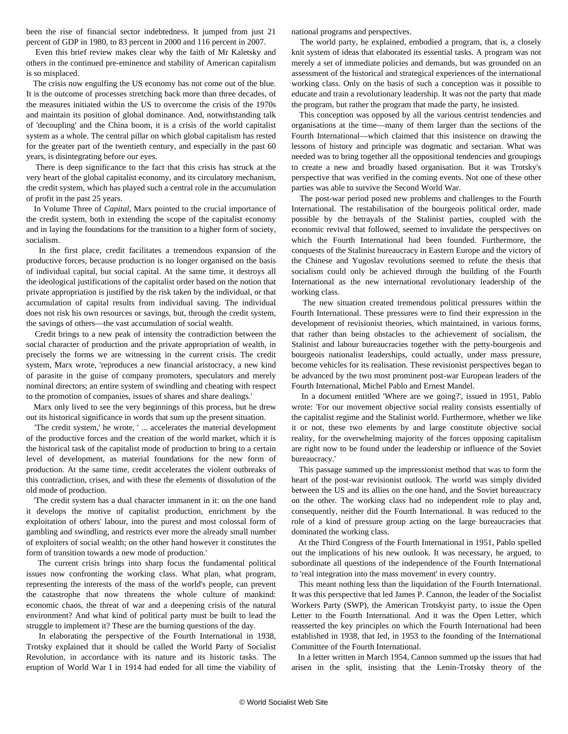been the rise of financial sector indebtedness. It jumped from just 21 percent of GDP in 1980, to 83 percent in 2000 and 116 percent in 2007.

Even this brief review makes clear why the faith of Mr Kaletsky and others in the continued pre-eminence and stability of American capitalism is so misplaced.

The crisis now engulfing the US economy has not come out of the blue. It is the outcome of processes stretching back more than three decades, of the measures initiated within the US to overcome the crisis of the 1970s and maintain its position of global dominance. And, notwithstanding talk of 'decoupling' and the China boom, it is a crisis of the world capitalist system as a whole. The central pillar on which global capitalism has rested for the greater part of the twentieth century, and especially in the past 60 years, is disintegrating before our eyes.

There is deep significance to the fact that this crisis has struck at the very heart of the global capitalist economy, and its circulatory mechanism, the credit system, which has played such a central role in the accumulation of profit in the past 25 years.

In Volume Three of *Capital*, Marx pointed to the crucial importance of the credit system, both in extending the scope of the capitalist economy and in laying the foundations for the transition to a higher form of society, socialism.

In the first place, credit facilitates a tremendous expansion of the productive forces, because production is no longer organised on the basis of individual capital, but social capital. At the same time, it destroys all the ideological justifications of the capitalist order based on the notion that private appropriation is justified by the risk taken by the individual, or that accumulation of capital results from individual saving. The individual does not risk his own resources or savings, but, through the credit system, the savings of others—the vast accumulation of social wealth.

Credit brings to a new peak of intensity the contradiction between the social character of production and the private appropriation of wealth, in precisely the forms we are witnessing in the current crisis. The credit system, Marx wrote, 'reproduces a new financial aristocracy, a new kind of parasite in the guise of company promoters, speculators and merely nominal directors; an entire system of swindling and cheating with respect to the promotion of companies, issues of shares and share dealings.'

Marx only lived to see the very beginnings of this process, but he drew out its historical significance in words that sum up the present situation.

'The credit system,' he wrote, ' ... accelerates the material development of the productive forces and the creation of the world market, which it is the historical task of the capitalist mode of production to bring to a certain level of development, as material foundations for the new form of production. At the same time, credit accelerates the violent outbreaks of this contradiction, crises, and with these the elements of dissolution of the old mode of production.

'The credit system has a dual character immanent in it: on the one hand it develops the motive of capitalist production, enrichment by the exploitation of others' labour, into the purest and most colossal form of gambling and swindling, and restricts ever more the already small number of exploiters of social wealth; on the other hand however it constitutes the form of transition towards a new mode of production.'

The current crisis brings into sharp focus the fundamental political issues now confronting the working class. What plan, what program, representing the interests of the mass of the world's people, can prevent the catastrophe that now threatens the whole culture of mankind: economic chaos, the threat of war and a deepening crisis of the natural environment? And what kind of political party must be built to lead the struggle to implement it? These are the burning questions of the day.

In elaborating the perspective of the Fourth International in 1938, Trotsky explained that it should be called the World Party of Socialist Revolution, in accordance with its nature and its historic tasks. The eruption of World War I in 1914 had ended for all time the viability of national programs and perspectives.

The world party, he explained, embodied a program, that is, a closely knit system of ideas that elaborated its essential tasks. A program was not merely a set of immediate policies and demands, but was grounded on an assessment of the historical and strategical experiences of the international working class. Only on the basis of such a conception was it possible to educate and train a revolutionary leadership. It was not the party that made the program, but rather the program that made the party, he insisted.

This conception was opposed by all the various centrist tendencies and organisations at the time—many of them larger than the sections of the Fourth International—which claimed that this insistence on drawing the lessons of history and principle was dogmatic and sectarian. What was needed was to bring together all the oppositional tendencies and groupings to create a new and broadly based organisation. But it was Trotsky's perspective that was verified in the coming events. Not one of these other parties was able to survive the Second World War.

The post-war period posed new problems and challenges to the Fourth International. The restabilisation of the bourgeois political order, made possible by the betrayals of the Stalinist parties, coupled with the economic revival that followed, seemed to invalidate the perspectives on which the Fourth International had been founded. Furthermore, the conquests of the Stalinist bureaucracy in Eastern Europe and the victory of the Chinese and Yugoslav revolutions seemed to refute the thesis that socialism could only be achieved through the building of the Fourth International as the new international revolutionary leadership of the working class.

The new situation created tremendous political pressures within the Fourth International. These pressures were to find their expression in the development of revisionist theories, which maintained, in various forms, that rather than being obstacles to the achievement of socialism, the Stalinist and labour bureaucracies together with the petty-bourgeois and bourgeois nationalist leaderships, could actually, under mass pressure, become vehicles for its realisation. These revisionist perspectives began to be advanced by the two most prominent post-war European leaders of the Fourth International, Michel Pablo and Ernest Mandel.

In a document entitled 'Where are we going?', issued in 1951, Pablo wrote: 'For our movement objective social reality consists essentially of the capitalist regime and the Stalinist world. Furthermore, whether we like it or not, these two elements by and large constitute objective social reality, for the overwhelming majority of the forces opposing capitalism are right now to be found under the leadership or influence of the Soviet bureaucracy.'

This passage summed up the impressionist method that was to form the heart of the post-war revisionist outlook. The world was simply divided between the US and its allies on the one hand, and the Soviet bureaucracy on the other. The working class had no independent role to play and, consequently, neither did the Fourth International. It was reduced to the role of a kind of pressure group acting on the large bureaucracies that dominated the working class.

At the Third Congress of the Fourth International in 1951, Pablo spelled out the implications of his new outlook. It was necessary, he argued, to subordinate all questions of the independence of the Fourth International to 'real integration into the mass movement' in every country.

This meant nothing less than the liquidation of the Fourth International. It was this perspective that led James P. Cannon, the leader of the Socialist Workers Party (SWP), the American Trotskyist party, to issue the Open Letter to the Fourth International. And it was the Open Letter, which reasserted the key principles on which the Fourth International had been established in 1938, that led, in 1953 to the founding of the International Committee of the Fourth International.

In a letter written in March 1954, Cannon summed up the issues that had arisen in the split, insisting that the Lenin-Trotsky theory of the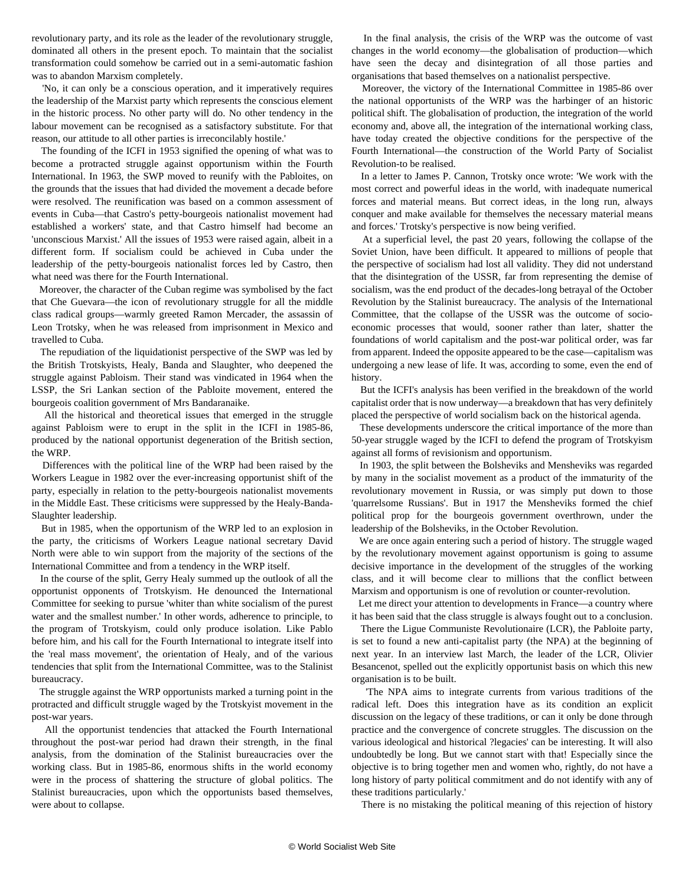revolutionary party, and its role as the leader of the revolutionary struggle, dominated all others in the present epoch. To maintain that the socialist transformation could somehow be carried out in a semi-automatic fashion was to abandon Marxism completely.

'No, it can only be a conscious operation, and it imperatively requires the leadership of the Marxist party which represents the conscious element in the historic process. No other party will do. No other tendency in the labour movement can be recognised as a satisfactory substitute. For that reason, our attitude to all other parties is irreconcilably hostile.'

The founding of the ICFI in 1953 signified the opening of what was to become a protracted struggle against opportunism within the Fourth International. In 1963, the SWP moved to reunify with the Pabloites, on the grounds that the issues that had divided the movement a decade before were resolved. The reunification was based on a common assessment of events in Cuba—that Castro's petty-bourgeois nationalist movement had established a workers' state, and that Castro himself had become an 'unconscious Marxist.' All the issues of 1953 were raised again, albeit in a different form. If socialism could be achieved in Cuba under the leadership of the petty-bourgeois nationalist forces led by Castro, then what need was there for the Fourth International.

Moreover, the character of the Cuban regime was symbolised by the fact that Che Guevara—the icon of revolutionary struggle for all the middle class radical groups—warmly greeted Ramon Mercader, the assassin of Leon Trotsky, when he was released from imprisonment in Mexico and travelled to Cuba.

The repudiation of the liquidationist perspective of the SWP was led by the British Trotskyists, Healy, Banda and Slaughter, who deepened the struggle against Pabloism. Their stand was vindicated in 1964 when the LSSP, the Sri Lankan section of the Pabloite movement, entered the bourgeois coalition government of Mrs Bandaranaike.

All the historical and theoretical issues that emerged in the struggle against Pabloism were to erupt in the split in the ICFI in 1985-86, produced by the national opportunist degeneration of the British section, the WRP.

Differences with the political line of the WRP had been raised by the Workers League in 1982 over the ever-increasing opportunist shift of the party, especially in relation to the petty-bourgeois nationalist movements in the Middle East. These criticisms were suppressed by the Healy-Banda-Slaughter leadership.

But in 1985, when the opportunism of the WRP led to an explosion in the party, the criticisms of Workers League national secretary David North were able to win support from the majority of the sections of the International Committee and from a tendency in the WRP itself.

In the course of the split, Gerry Healy summed up the outlook of all the opportunist opponents of Trotskyism. He denounced the International Committee for seeking to pursue 'whiter than white socialism of the purest water and the smallest number.' In other words, adherence to principle, to the program of Trotskyism, could only produce isolation. Like Pablo before him, and his call for the Fourth International to integrate itself into the 'real mass movement', the orientation of Healy, and of the various tendencies that split from the International Committee, was to the Stalinist bureaucracy.

The struggle against the WRP opportunists marked a turning point in the protracted and difficult struggle waged by the Trotskyist movement in the post-war years.

All the opportunist tendencies that attacked the Fourth International throughout the post-war period had drawn their strength, in the final analysis, from the domination of the Stalinist bureaucracies over the working class. But in 1985-86, enormous shifts in the world economy were in the process of shattering the structure of global politics. The Stalinist bureaucracies, upon which the opportunists based themselves, were about to collapse.

In the final analysis, the crisis of the WRP was the outcome of vast changes in the world economy—the globalisation of production—which have seen the decay and disintegration of all those parties and organisations that based themselves on a nationalist perspective.

Moreover, the victory of the International Committee in 1985-86 over the national opportunists of the WRP was the harbinger of an historic political shift. The globalisation of production, the integration of the world economy and, above all, the integration of the international working class, have today created the objective conditions for the perspective of the Fourth International—the construction of the World Party of Socialist Revolution-to be realised.

In a letter to James P. Cannon, Trotsky once wrote: 'We work with the most correct and powerful ideas in the world, with inadequate numerical forces and material means. But correct ideas, in the long run, always conquer and make available for themselves the necessary material means and forces.' Trotsky's perspective is now being verified.

At a superficial level, the past 20 years, following the collapse of the Soviet Union, have been difficult. It appeared to millions of people that the perspective of socialism had lost all validity. They did not understand that the disintegration of the USSR, far from representing the demise of socialism, was the end product of the decades-long betrayal of the October Revolution by the Stalinist bureaucracy. The analysis of the International Committee, that the collapse of the USSR was the outcome of socio-economic processes that would, sooner rather than later, shatter the foundations of world capitalism and the post-war political order, was far from apparent. Indeed the opposite appeared to be the case—capitalism was undergoing a new lease of life. It was, according to some, even the end of history.

But the ICFI's analysis has been verified in the breakdown of the world capitalist order that is now underway—a breakdown that has very definitely placed the perspective of world socialism back on the historical agenda.

These developments underscore the critical importance of the more than 50-year struggle waged by the ICFI to defend the program of Trotskyism against all forms of revisionism and opportunism.

In 1903, the split between the Bolsheviks and Mensheviks was regarded by many in the socialist movement as a product of the immaturity of the revolutionary movement in Russia, or was simply put down to those 'quarrelsome Russians'. But in 1917 the Mensheviks formed the chief political prop for the bourgeois government overthrown, under the leadership of the Bolsheviks, in the October Revolution.

We are once again entering such a period of history. The struggle waged by the revolutionary movement against opportunism is going to assume decisive importance in the development of the struggles of the working class, and it will become clear to millions that the conflict between Marxism and opportunism is one of revolution or counter-revolution.

Let me direct your attention to developments in France—a country where it has been said that the class struggle is always fought out to a conclusion.

There the Ligue Communiste Revolutionaire (LCR), the Pabloite party, is set to found a new anti-capitalist party (the NPA) at the beginning of next year. In an interview last March, the leader of the LCR, Olivier Besancenot, spelled out the explicitly opportunist basis on which this new organisation is to be built.

'The NPA aims to integrate currents from various traditions of the radical left. Does this integration have as its condition an explicit discussion on the legacy of these traditions, or can it only be done through practice and the convergence of concrete struggles. The discussion on the various ideological and historical ?legacies' can be interesting. It will also undoubtedly be long. But we cannot start with that! Especially since the objective is to bring together men and women who, rightly, do not have a long history of party political commitment and do not identify with any of these traditions particularly.'

There is no mistaking the political meaning of this rejection of history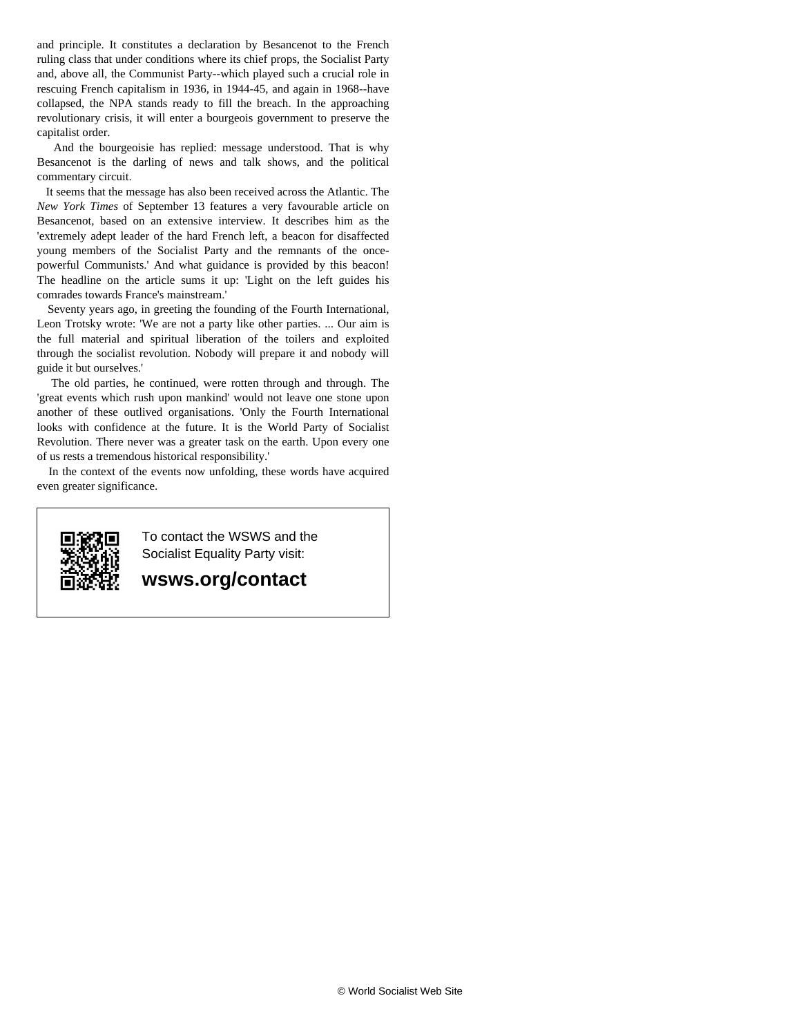and principle. It constitutes a declaration by Besancenot to the French ruling class that under conditions where its chief props, the Socialist Party and, above all, the Communist Party--which played such a crucial role in rescuing French capitalism in 1936, in 1944-45, and again in 1968--have collapsed, the NPA stands ready to fill the breach. In the approaching revolutionary crisis, it will enter a bourgeois government to preserve the capitalist order.

And the bourgeoisie has replied: message understood. That is why Besancenot is the darling of news and talk shows, and the political commentary circuit.

It seems that the message has also been received across the Atlantic. The *New York Times* of September 13 features a very favourable article on Besancenot, based on an extensive interview. It describes him as the 'extremely adept leader of the hard French left, a beacon for disaffected young members of the Socialist Party and the remnants of the once-powerful Communists.' And what guidance is provided by this beacon! The headline on the article sums it up: 'Light on the left guides his comrades towards France's mainstream.'

Seventy years ago, in greeting the founding of the Fourth International, Leon Trotsky wrote: 'We are not a party like other parties. ... Our aim is the full material and spiritual liberation of the toilers and exploited through the socialist revolution. Nobody will prepare it and nobody will guide it but ourselves.'

The old parties, he continued, were rotten through and through. The 'great events which rush upon mankind' would not leave one stone upon another of these outlived organisations. 'Only the Fourth International looks with confidence at the future. It is the World Party of Socialist Revolution. There never was a greater task on the earth. Upon every one of us rests a tremendous historical responsibility.'

In the context of the events now unfolding, these words have acquired even greater significance.

To contact the WSWS and the Socialist Equality Party visit:

**wsws.org/contact**